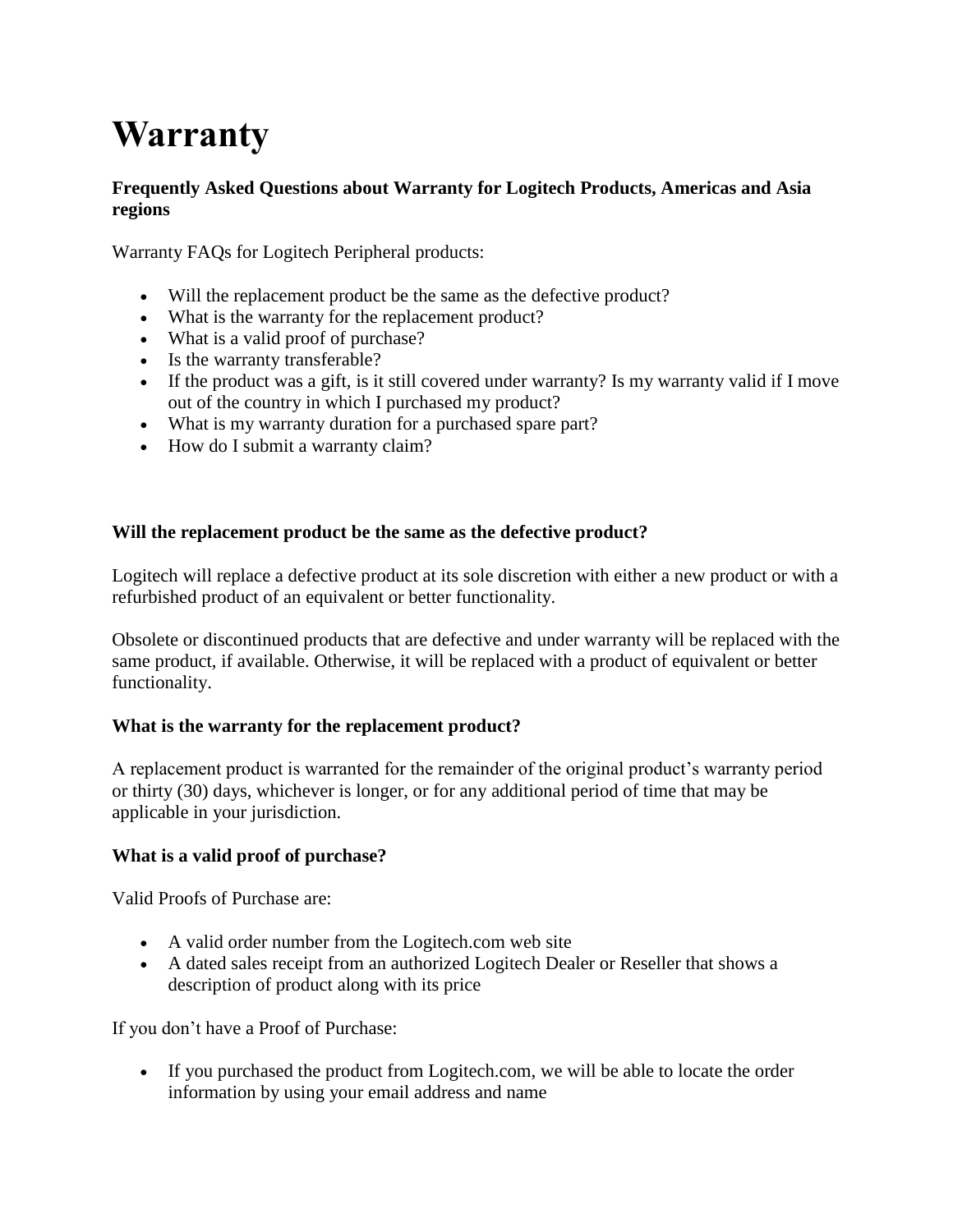# Warranty

**Frequently Asked Questions about Warranty for Logitech Products, Americas and Asia regions**

Warranty FAQs for Logitech Peripheral products:

- Will the replacement product be the same as the defective product?
- What is the warranty for the replacement product?
- What is a valid proof of purchase?
- Is the warranty transferable?
- If the product was a gift, is it still covered under warranty? Is my warranty valid if I move out of the country in which I purchased my product?
- What is my warranty duration for a purchased spare part?
- How do I submit a warranty claim?

### Will the replacement product be the same as the defective product?

Logitech will replace a defective product at its sole discretion with either a new product or with a refurbished product of an equivalent or better functionality.

Obsolete or discontinued products that are defective and under warranty will be replaced with the same product, if available. Otherwise, it will be replaced with a product of equivalent or better functionality.

### What is the warranty for the replacement product?

A replacement product is warranted for the remainder of the original product's warranty period or thirty (30) days, whichever is longer, or for any additional period of time that may be applicable in your jurisdiction.

### What is a valid proof of purchase?

Valid Proofs of Purchase are:

- A valid order number from the Logitech.com web site
- A dated sales receipt from an authorized Logitech Dealer or Reseller that shows a description of product along with its price

If you don't have a Proof of Purchase:

- If you purchased the product from Logitech.com, we will be able to locate the order information by using your email address and name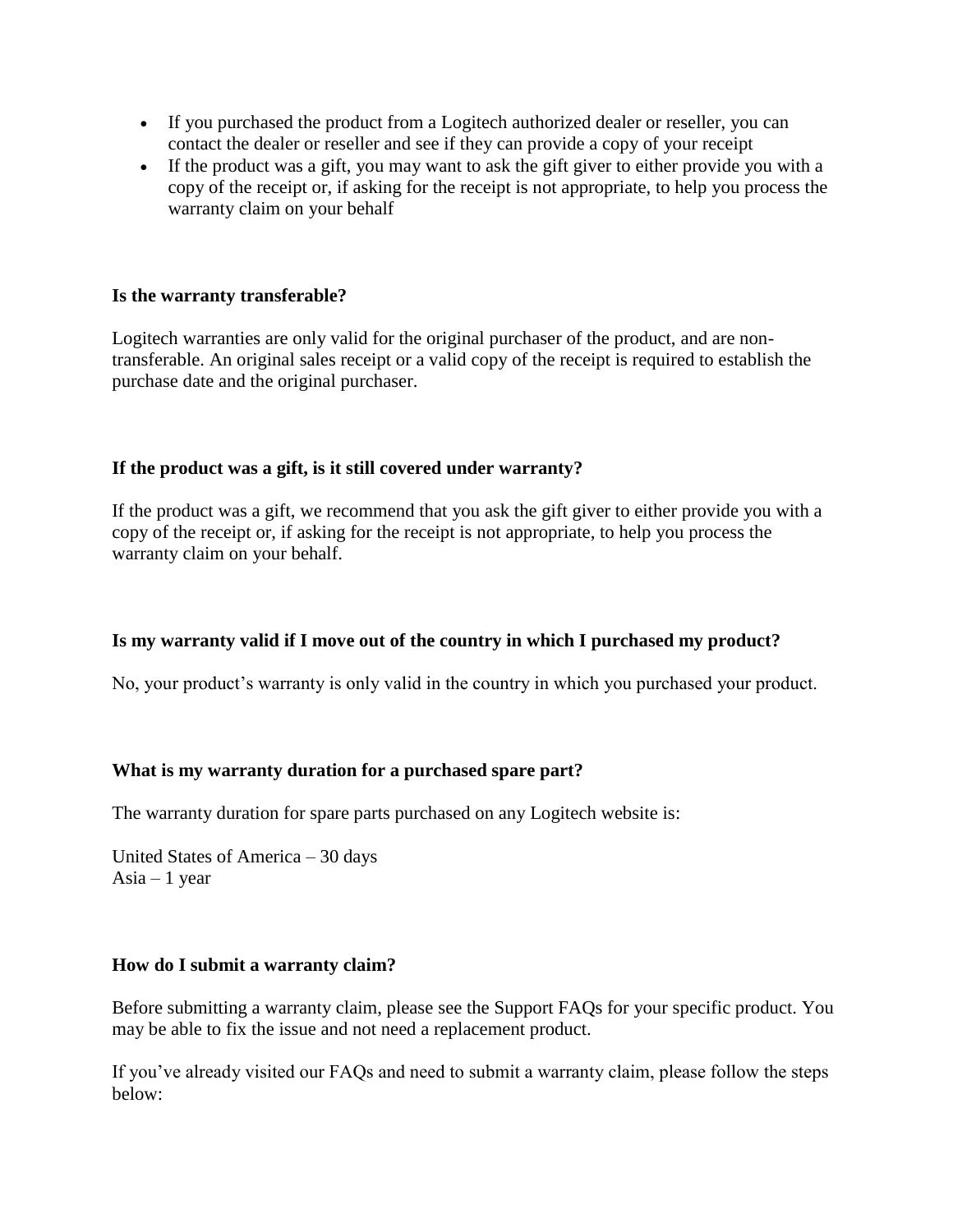- If you purchased the product from a Logitech authorized dealer or reseller, you can contact the dealer or reseller and see if they can provide a copy of your receipt
- If the product was a gift, you may want to ask the gift giver to either provide you with a copy of the receipt or, if asking for the receipt is not appropriate, to help you process the warranty claim on your behalf

**Is the warranty transferable?**

Logitech warranties are only valid for the original purchaser of the product, and are non-transferable. An original sales receipt or a valid copy of the receipt is required to establish the purchase date and the original purchaser.

**If the product was a gift, is it still covered under warranty?**

If the product was a gift, we recommend that you ask the gift giver to either provide you with a copy of the receipt or, if asking for the receipt is not appropriate, to help you process the warranty claim on your behalf.

**Is my warranty valid if I move out of the country in which I purchased my product?**

No, your product's warranty is only valid in the country in which you purchased your product.

**What is my warranty duration for a purchased spare part?**

The warranty duration for spare parts purchased on any Logitech website is:

United States of America – 30 days  
Asia – 1 year

**How do I submit a warranty claim?**

Before submitting a warranty claim, please see the Support FAQs for your specific product. You may be able to fix the issue and not need a replacement product.

If you've already visited our FAQs and need to submit a warranty claim, please follow the steps below: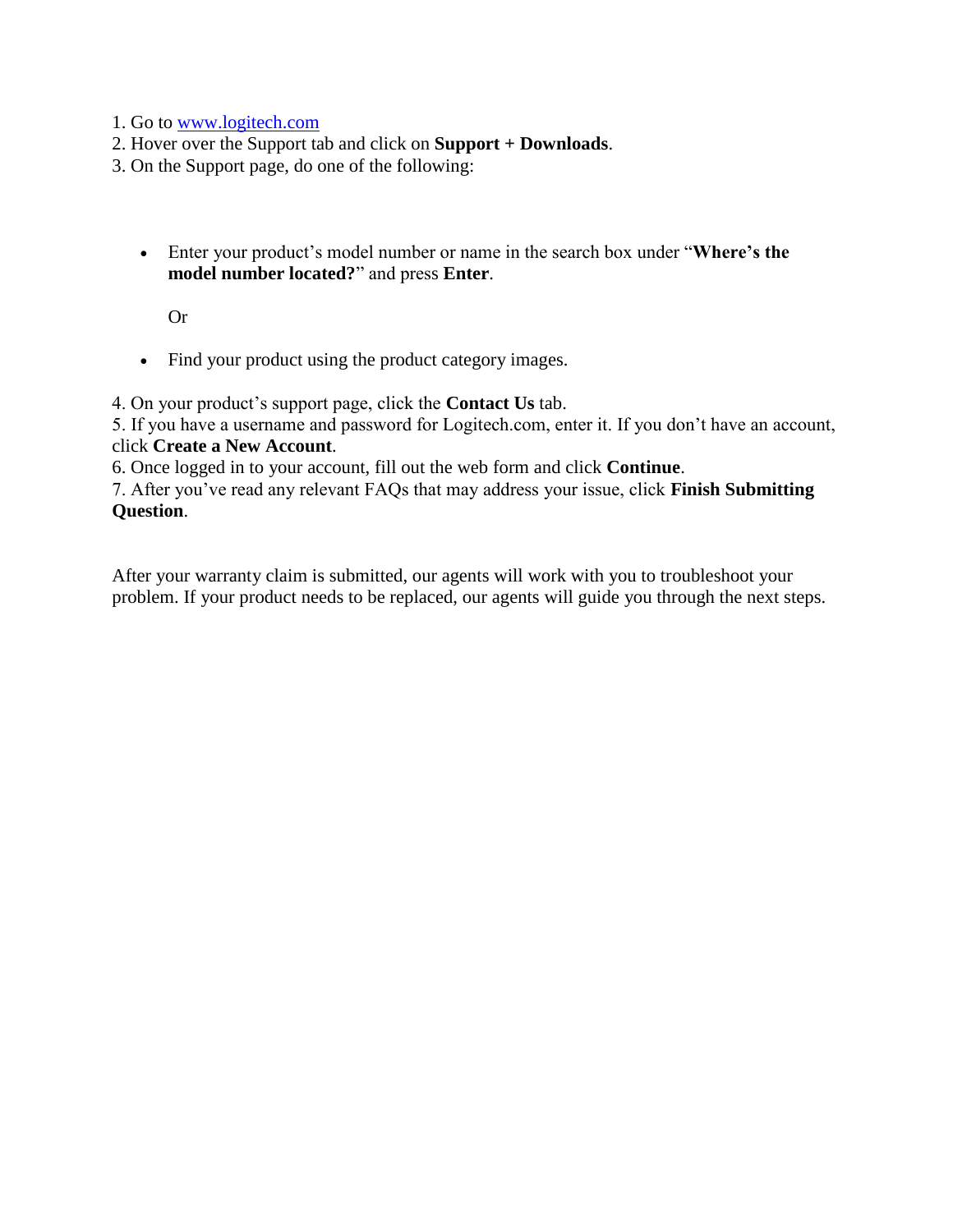1. Go to [www.logitech.com](www.logitech.com)
2. Hover over the Support tab and click on **Support + Downloads**.
3. On the Support page, do one of the following:

- Enter your product's model number or name in the search box under "**Where's the model number located?**" and press **Enter**.

  Or

- Find your product using the product category images.

4. On your product's support page, click the **Contact Us** tab.
5. If you have a username and password for Logitech.com, enter it. If you don't have an account, click **Create a New Account**.
6. Once logged in to your account, fill out the web form and click **Continue**.
7. After you've read any relevant FAQs that may address your issue, click **Finish Submitting Question**.

After your warranty claim is submitted, our agents will work with you to troubleshoot your problem. If your product needs to be replaced, our agents will guide you through the next steps.